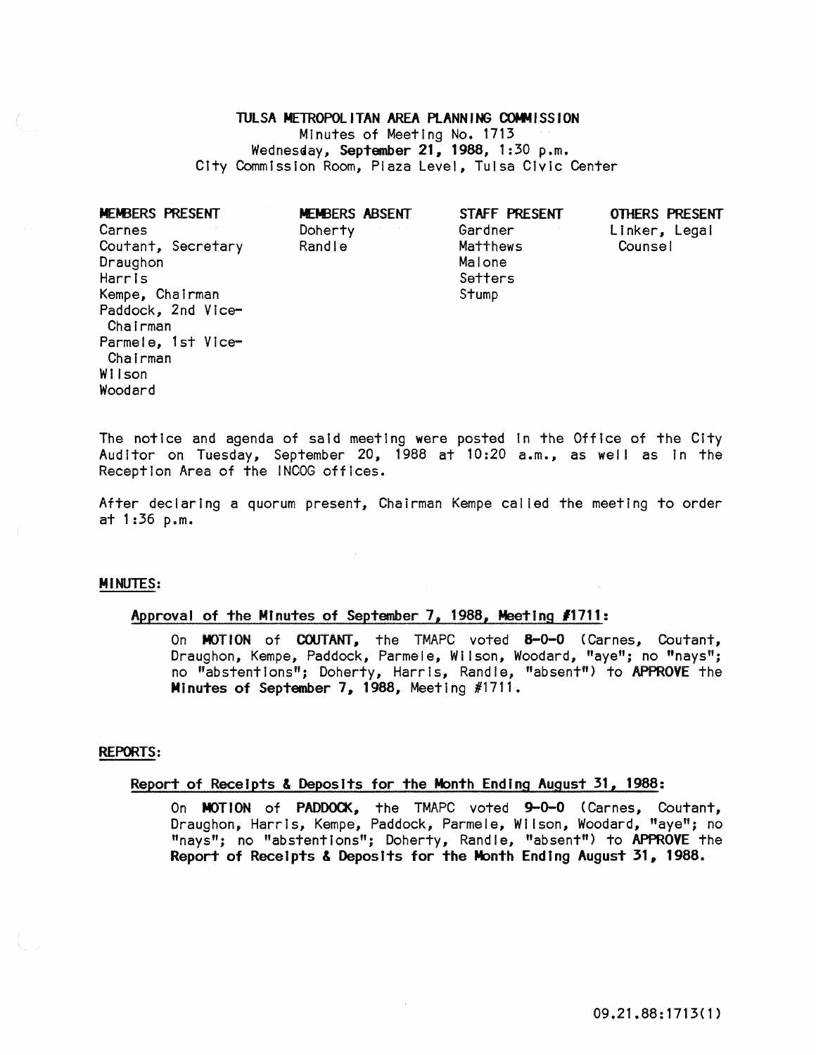# TULSA METROPOLITAN AREA PLANNING COMMISSION

Minutes of Meeting No. 1713
Wednesday, **September 21, 1988**, 1:30 p.m.
City Commission Room, Plaza Level, Tulsa Civic Center

| MEMBERS PRESENT | MEMBERS ABSENT | STAFF PRESENT | OTHERS PRESENT |
|---|---|---|---|
| Carnes | Doherty | Gardner | Linker, Legal Counsel |
| Coutant, Secretary | Randle | Matthews | |
| Draughon | | Malone | |
| Harris | | Setters | |
| Kempe, Chairman | | Stump | |
| Paddock, 2nd Vice-Chairman | | | |
| Parmele, 1st Vice-Chairman | | | |
| Wilson | | | |
| Woodard | | | |

The notice and agenda of said meeting were posted in the Office of the City Auditor on Tuesday, September 20, 1988 at 10:20 a.m., as well as in the Reception Area of the INCOG offices.

After declaring a quorum present, Chairman Kempe called the meeting to order at 1:36 p.m.

## MINUTES:

### Approval of the Minutes of September 7, 1988, Meeting #1711:

On **MOTION** of **COUTANT**, the TMAPC voted **8-0-0** (Carnes, Coutant, Draughon, Kempe, Paddock, Parmele, Wilson, Woodard, "aye"; no "nays"; no "abstentions"; Doherty, Harris, Randle, "absent") to **APPROVE** the **Minutes of September 7, 1988**, Meeting #1711.

## REPORTS:

### Report of Receipts & Deposits for the Month Ending August 31, 1988:

On **MOTION** of **PADDOCK**, the TMAPC voted **9-0-0** (Carnes, Coutant, Draughon, Harris, Kempe, Paddock, Parmele, Wilson, Woodard, "aye"; no "nays"; no "abstentions"; Doherty, Randle, "absent") to **APPROVE** the **Report of Receipts & Deposits for the Month Ending August 31, 1988.**

09.21.88:1713(1)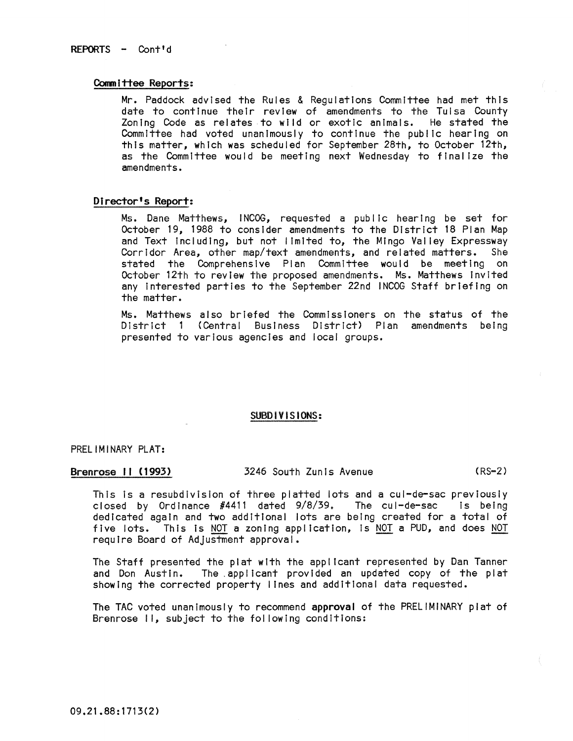REPORTS - Cont'd

**Committee Reports:**

Mr. Paddock advised the Rules & Regulations Committee had met this date to continue their review of amendments to the Tulsa County Zoning Code as relates to wild or exotic animals. He stated the Committee had voted unanimously to continue the public hearing on this matter, which was scheduled for September 28th, to October 12th, as the Committee would be meeting next Wednesday to finalize the amendments.

**Director's Report:**

Ms. Dane Matthews, INCOG, requested a public hearing be set for October 19, 1988 to consider amendments to the District 18 Plan Map and Text including, but not limited to, the Mingo Valley Expressway Corridor Area, other map/text amendments, and related matters. She stated the Comprehensive Plan Committee would be meeting on October 12th to review the proposed amendments. Ms. Matthews invited any interested parties to the September 22nd INCOG Staff briefing on the matter.

Ms. Matthews also briefed the Commissioners on the status of the District 1 (Central Business District) Plan amendments being presented to various agencies and local groups.

## SUBDIVISIONS:

PRELIMINARY PLAT:

**Brenrose II (1993)** 3246 South Zunis Avenue (RS-2)

This is a resubdivision of three platted lots and a cul-de-sac previously closed by Ordinance #4411 dated 9/8/39. The cul-de-sac is being dedicated again and two additional lots are being created for a total of five lots. This is NOT a zoning application, is NOT a PUD, and does NOT require Board of Adjustment approval.

The Staff presented the plat with the applicant represented by Dan Tanner and Don Austin. The applicant provided an updated copy of the plat showing the corrected property lines and additional data requested.

The TAC voted unanimously to recommend **approval** of the PRELIMINARY plat of Brenrose II, subject to the following conditions: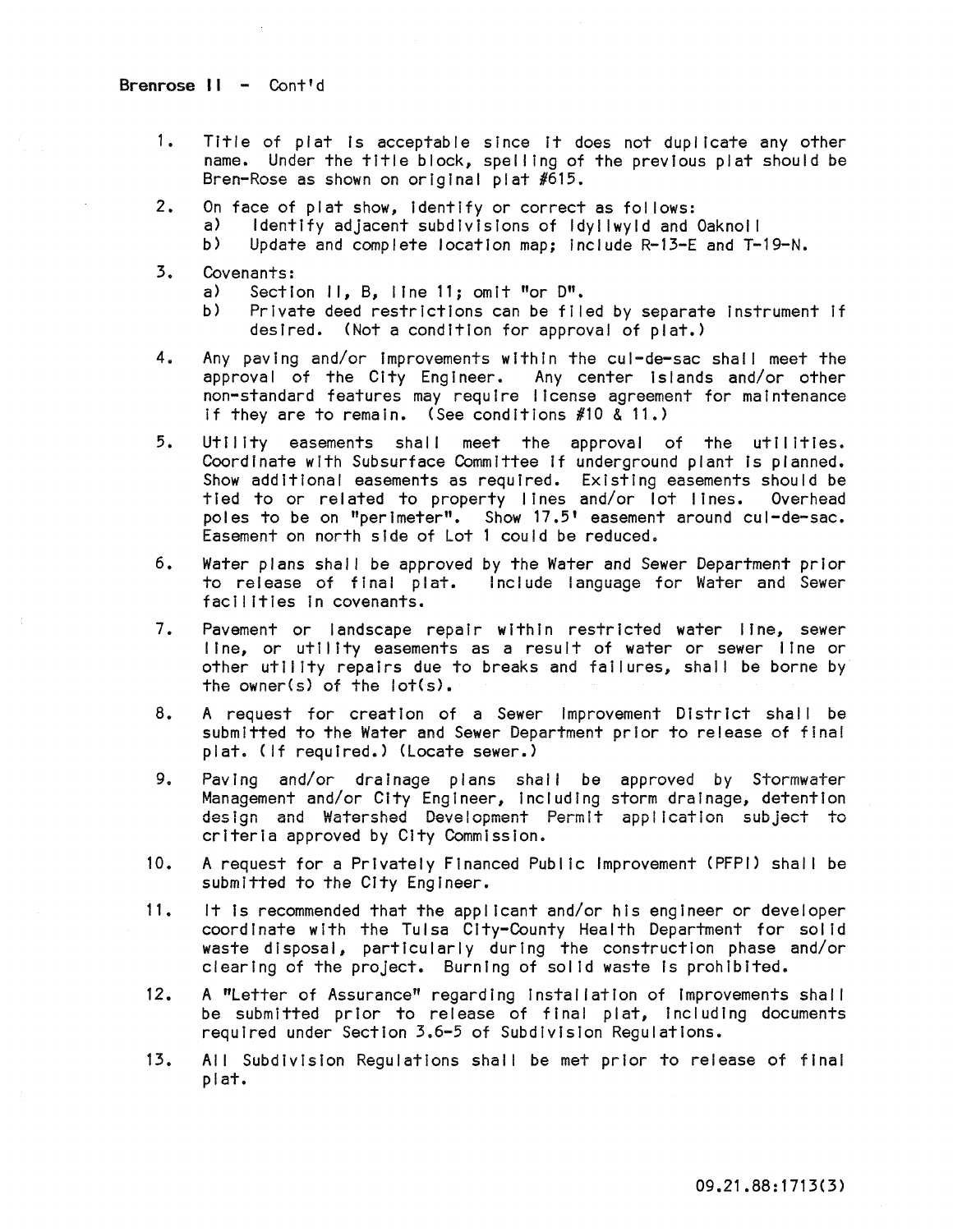**Brenrose II** - Cont'd

1. Title of plat is acceptable since it does not duplicate any other name. Under the title block, spelling of the previous plat should be Bren-Rose as shown on original plat #615.

2. On face of plat show, identify or correct as follows:
   a) Identify adjacent subdivisions of Idyllwyld and Oaknoll
   b) Update and complete location map; include R-13-E and T-19-N.

3. Covenants:
   a) Section II, B, line 11; omit "or D".
   b) Private deed restrictions can be filed by separate instrument if desired. (Not a condition for approval of plat.)

4. Any paving and/or improvements within the cul-de-sac shall meet the approval of the City Engineer. Any center islands and/or other non-standard features may require license agreement for maintenance if they are to remain. (See conditions #10 & 11.)

5. Utility easements shall meet the approval of the utilities. Coordinate with Subsurface Committee if underground plant is planned. Show additional easements as required. Existing easements should be tied to or related to property lines and/or lot lines. Overhead poles to be on "perimeter". Show 17.5' easement around cul-de-sac. Easement on north side of Lot 1 could be reduced.

6. Water plans shall be approved by the Water and Sewer Department prior to release of final plat. Include language for Water and Sewer facilities in covenants.

7. Pavement or landscape repair within restricted water line, sewer line, or utility easements as a result of water or sewer line or other utility repairs due to breaks and failures, shall be borne by the owner(s) of the lot(s).

8. A request for creation of a Sewer Improvement District shall be submitted to the Water and Sewer Department prior to release of final plat. (If required.) (Locate sewer.)

9. Paving and/or drainage plans shall be approved by Stormwater Management and/or City Engineer, including storm drainage, detention design and Watershed Development Permit application subject to criteria approved by City Commission.

10. A request for a Privately Financed Public Improvement (PFPI) shall be submitted to the City Engineer.

11. It is recommended that the applicant and/or his engineer or developer coordinate with the Tulsa City-County Health Department for solid waste disposal, particularly during the construction phase and/or clearing of the project. Burning of solid waste is prohibited.

12. A "Letter of Assurance" regarding installation of improvements shall be submitted prior to release of final plat, including documents required under Section 3.6-5 of Subdivision Regulations.

13. All Subdivision Regulations shall be met prior to release of final plat.

09.21.88:1713(3)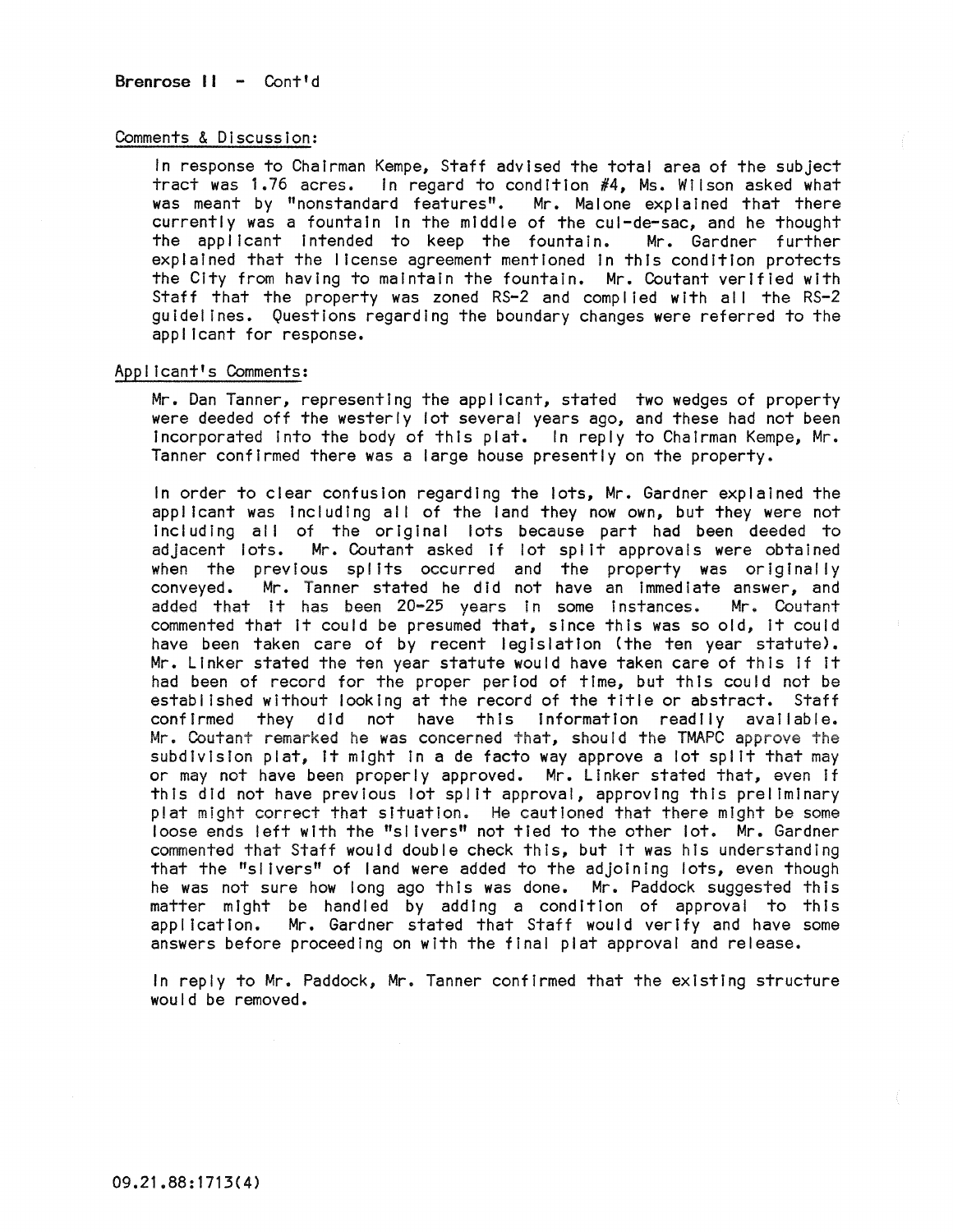**Brenrose II - Cont'd**

Comments & Discussion:

In response to Chairman Kempe, Staff advised the total area of the subject tract was 1.76 acres. In regard to condition #4, Ms. Wilson asked what was meant by "nonstandard features". Mr. Malone explained that there currently was a fountain in the middle of the cul-de-sac, and he thought the applicant intended to keep the fountain. Mr. Gardner further explained that the license agreement mentioned in this condition protects the City from having to maintain the fountain. Mr. Coutant verified with Staff that the property was zoned RS-2 and complied with all the RS-2 guidelines. Questions regarding the boundary changes were referred to the applicant for response.

Applicant's Comments:

Mr. Dan Tanner, representing the applicant, stated two wedges of property were deeded off the westerly lot several years ago, and these had not been incorporated into the body of this plat. In reply to Chairman Kempe, Mr. Tanner confirmed there was a large house presently on the property.

In order to clear confusion regarding the lots, Mr. Gardner explained the applicant was including all of the land they now own, but they were not including all of the original lots because part had been deeded to adjacent lots. Mr. Coutant asked if lot split approvals were obtained when the previous splits occurred and the property was originally conveyed. Mr. Tanner stated he did not have an immediate answer, and added that it has been 20-25 years in some instances. Mr. Coutant commented that it could be presumed that, since this was so old, it could have been taken care of by recent legislation (the ten year statute). Mr. Linker stated the ten year statute would have taken care of this if it had been of record for the proper period of time, but this could not be established without looking at the record of the title or abstract. Staff confirmed they did not have this information readily available. Mr. Coutant remarked he was concerned that, should the TMAPC approve the subdivision plat, it might in a de facto way approve a lot split that may or may not have been properly approved. Mr. Linker stated that, even if this did not have previous lot split approval, approving this preliminary plat might correct that situation. He cautioned that there might be some loose ends left with the "slivers" not tied to the other lot. Mr. Gardner commented that Staff would double check this, but it was his understanding that the "slivers" of land were added to the adjoining lots, even though he was not sure how long ago this was done. Mr. Paddock suggested this matter might be handled by adding a condition of approval to this application. Mr. Gardner stated that Staff would verify and have some answers before proceeding on with the final plat approval and release.

In reply to Mr. Paddock, Mr. Tanner confirmed that the existing structure would be removed.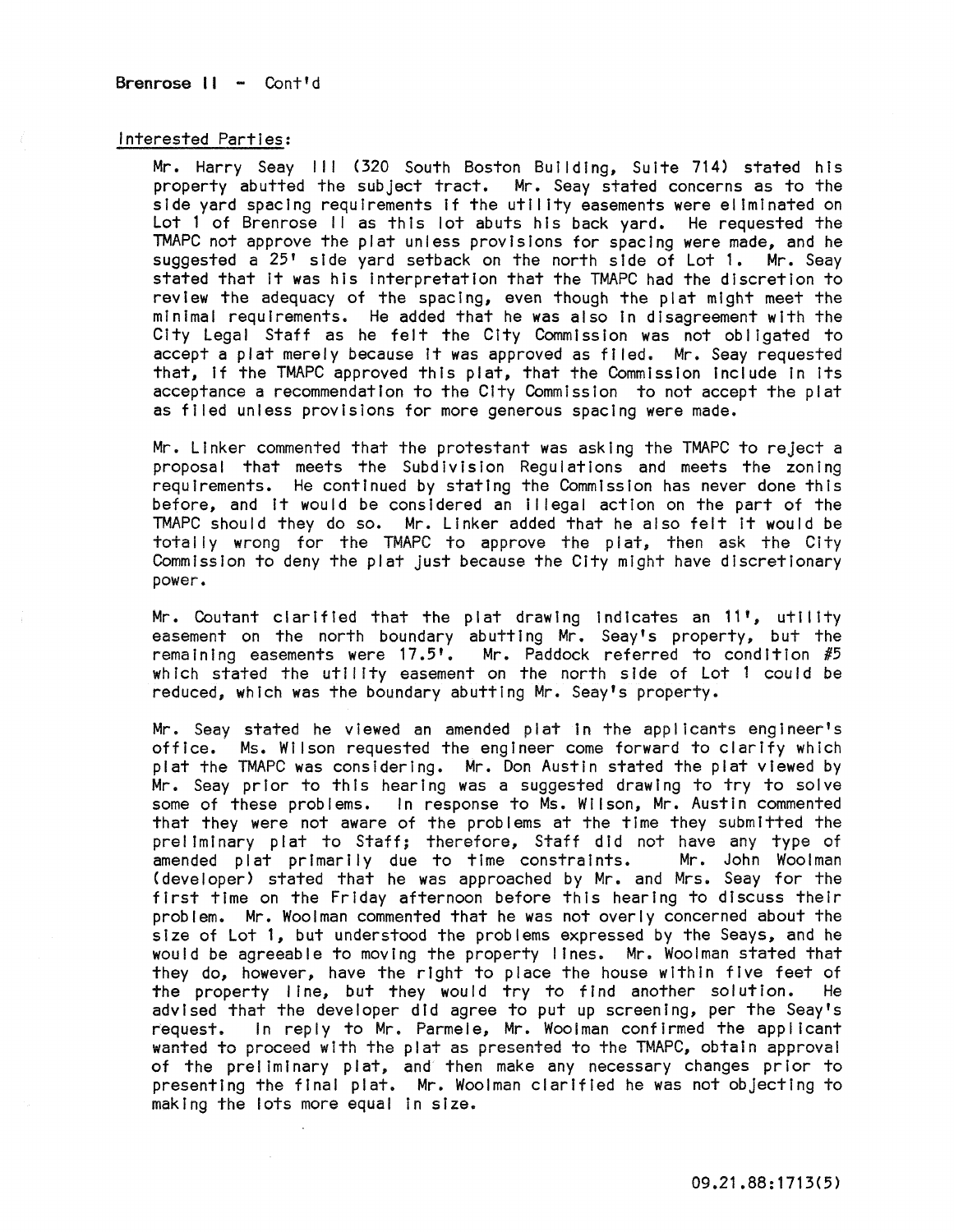Brenrose II - Cont'd

Interested Parties:

Mr. Harry Seay III (320 South Boston Building, Suite 714) stated his property abutted the subject tract. Mr. Seay stated concerns as to the side yard spacing requirements if the utility easements were eliminated on Lot 1 of Brenrose II as this lot abuts his back yard. He requested the TMAPC not approve the plat unless provisions for spacing were made, and he suggested a 25' side yard setback on the north side of Lot 1. Mr. Seay stated that it was his interpretation that the TMAPC had the discretion to review the adequacy of the spacing, even though the plat might meet the minimal requirements. He added that he was also in disagreement with the City Legal Staff as he felt the City Commission was not obligated to accept a plat merely because it was approved as filed. Mr. Seay requested that, if the TMAPC approved this plat, that the Commission include in its acceptance a recommendation to the City Commission to not accept the plat as filed unless provisions for more generous spacing were made.

Mr. Linker commented that the protestant was asking the TMAPC to reject a proposal that meets the Subdivision Regulations and meets the zoning requirements. He continued by stating the Commission has never done this before, and it would be considered an illegal action on the part of the TMAPC should they do so. Mr. Linker added that he also felt it would be totally wrong for the TMAPC to approve the plat, then ask the City Commission to deny the plat just because the City might have discretionary power.

Mr. Coutant clarified that the plat drawing indicates an 11', utility easement on the north boundary abutting Mr. Seay's property, but the remaining easements were 17.5'. Mr. Paddock referred to condition #5 which stated the utility easement on the north side of Lot 1 could be reduced, which was the boundary abutting Mr. Seay's property.

Mr. Seay stated he viewed an amended plat in the applicants engineer's office. Ms. Wilson requested the engineer come forward to clarify which plat the TMAPC was considering. Mr. Don Austin stated the plat viewed by Mr. Seay prior to this hearing was a suggested drawing to try to solve some of these problems. In response to Ms. Wilson, Mr. Austin commented that they were not aware of the problems at the time they submitted the preliminary plat to Staff; therefore, Staff did not have any type of amended plat primarily due to time constraints. Mr. John Woolman (developer) stated that he was approached by Mr. and Mrs. Seay for the first time on the Friday afternoon before this hearing to discuss their problem. Mr. Woolman commented that he was not overly concerned about the size of Lot 1, but understood the problems expressed by the Seays, and he would be agreeable to moving the property lines. Mr. Woolman stated that they do, however, have the right to place the house within five feet of the property line, but they would try to find another solution. He advised that the developer did agree to put up screening, per the Seay's request. In reply to Mr. Parmele, Mr. Woolman confirmed the applicant wanted to proceed with the plat as presented to the TMAPC, obtain approval of the preliminary plat, and then make any necessary changes prior to presenting the final plat. Mr. Woolman clarified he was not objecting to making the lots more equal in size.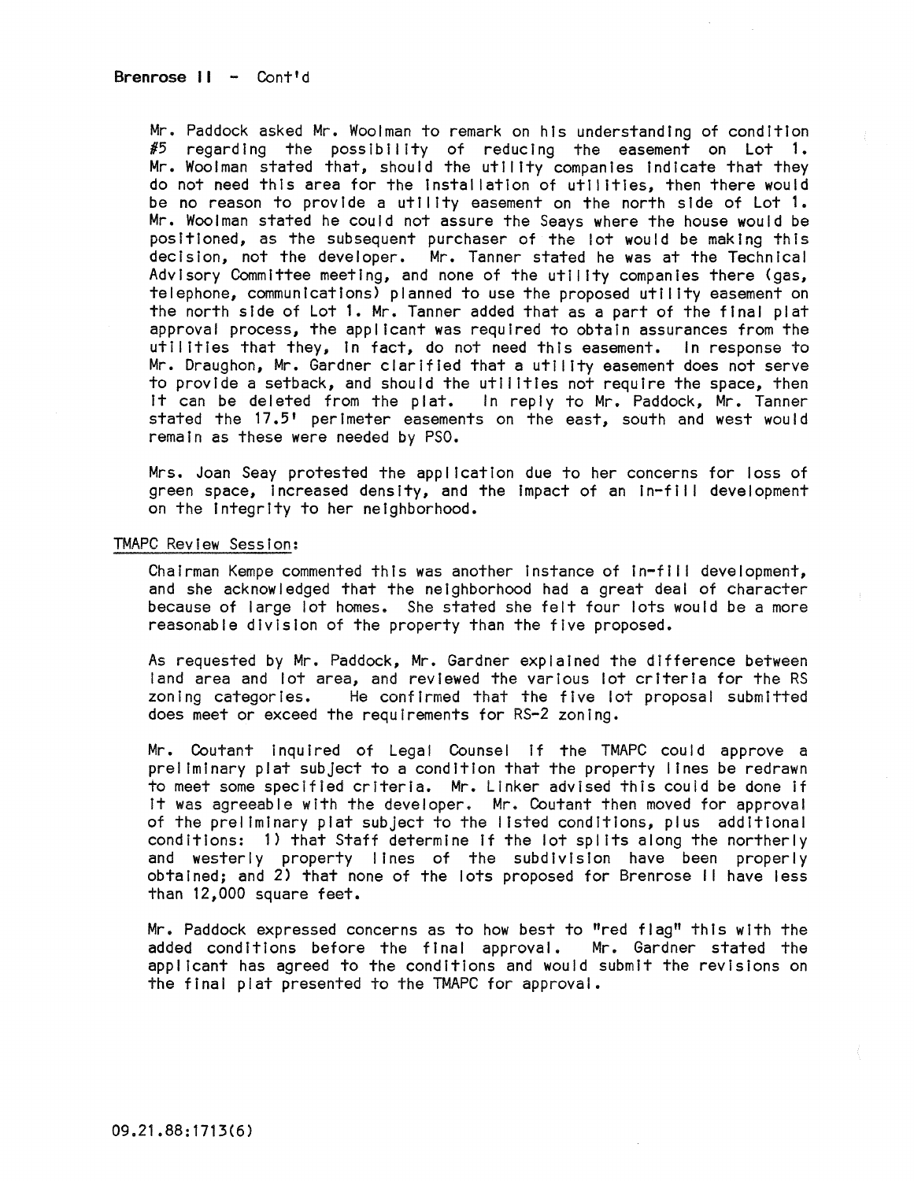**Brenrose II - Cont'd**

Mr. Paddock asked Mr. Woolman to remark on his understanding of condition #5 regarding the possibility of reducing the easement on Lot 1. Mr. Woolman stated that, should the utility companies indicate that they do not need this area for the installation of utilities, then there would be no reason to provide a utility easement on the north side of Lot 1. Mr. Woolman stated he could not assure the Seays where the house would be positioned, as the subsequent purchaser of the lot would be making this decision, not the developer. Mr. Tanner stated he was at the Technical Advisory Committee meeting, and none of the utility companies there (gas, telephone, communications) planned to use the proposed utility easement on the north side of Lot 1. Mr. Tanner added that as a part of the final plat approval process, the applicant was required to obtain assurances from the utilities that they, in fact, do not need this easement. In response to Mr. Draughon, Mr. Gardner clarified that a utility easement does not serve to provide a setback, and should the utilities not require the space, then it can be deleted from the plat. In reply to Mr. Paddock, Mr. Tanner stated the 17.5' perimeter easements on the east, south and west would remain as these were needed by PSO.

Mrs. Joan Seay protested the application due to her concerns for loss of green space, increased density, and the impact of an in-fill development on the integrity to her neighborhood.

TMAPC Review Session:

Chairman Kempe commented this was another instance of in-fill development, and she acknowledged that the neighborhood had a great deal of character because of large lot homes. She stated she felt four lots would be a more reasonable division of the property than the five proposed.

As requested by Mr. Paddock, Mr. Gardner explained the difference between land area and lot area, and reviewed the various lot criteria for the RS zoning categories. He confirmed that the five lot proposal submitted does meet or exceed the requirements for RS-2 zoning.

Mr. Coutant inquired of Legal Counsel if the TMAPC could approve a preliminary plat subject to a condition that the property lines be redrawn to meet some specified criteria. Mr. Linker advised this could be done if it was agreeable with the developer. Mr. Coutant then moved for approval of the preliminary plat subject to the listed conditions, plus additional conditions: 1) that Staff determine if the lot splits along the northerly and westerly property lines of the subdivision have been properly obtained; and 2) that none of the lots proposed for Brenrose II have less than 12,000 square feet.

Mr. Paddock expressed concerns as to how best to "red flag" this with the added conditions before the final approval. Mr. Gardner stated the applicant has agreed to the conditions and would submit the revisions on the final plat presented to the TMAPC for approval.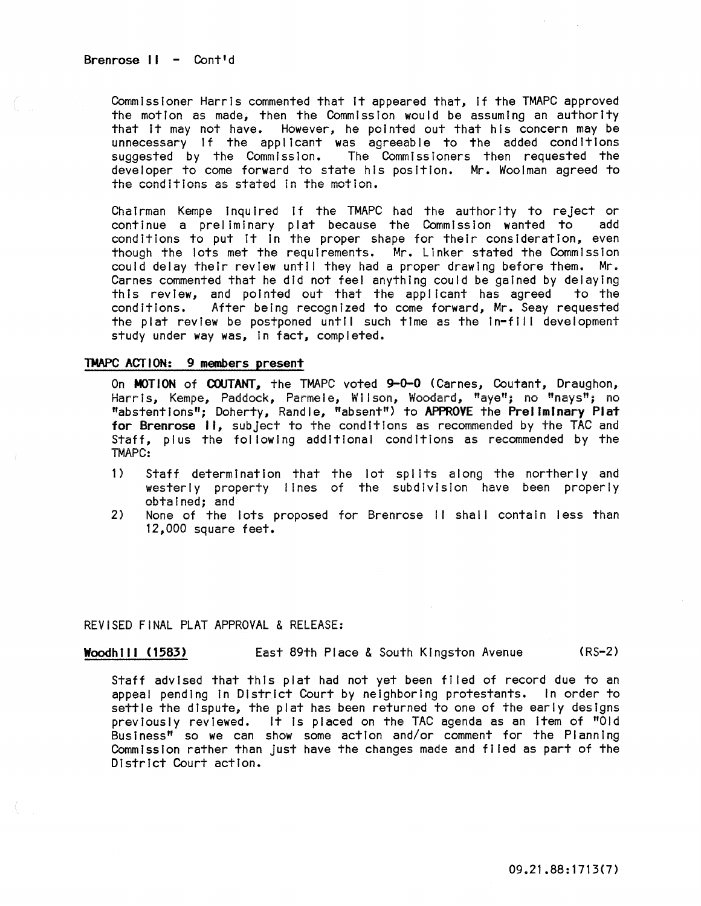Brenrose II - Cont'd

Commissioner Harris commented that it appeared that, if the TMAPC approved the motion as made, then the Commission would be assuming an authority that it may not have. However, he pointed out that his concern may be unnecessary if the applicant was agreeable to the added conditions suggested by the Commission. The Commissioners then requested the developer to come forward to state his position. Mr. Woolman agreed to the conditions as stated in the motion.

Chairman Kempe inquired if the TMAPC had the authority to reject or continue a preliminary plat because the Commission wanted to add conditions to put it in the proper shape for their consideration, even though the lots met the requirements. Mr. Linker stated the Commission could delay their review until they had a proper drawing before them. Mr. Carnes commented that he did not feel anything could be gained by delaying this review, and pointed out that the applicant has agreed to the conditions. After being recognized to come forward, Mr. Seay requested the plat review be postponed until such time as the in-fill development study under way was, in fact, completed.

**TMAPC ACTION: 9 members present**

On **MOTION** of **COUTANT**, the TMAPC voted **9-0-0** (Carnes, Coutant, Draughon, Harris, Kempe, Paddock, Parmele, Wilson, Woodard, "aye"; no "nays"; no "abstentions"; Doherty, Randle, "absent") to **APPROVE** the **Preliminary Plat for Brenrose II**, subject to the conditions as recommended by the TAC and Staff, plus the following additional conditions as recommended by the TMAPC:

1) Staff determination that the lot splits along the northerly and westerly property lines of the subdivision have been properly obtained; and
2) None of the lots proposed for Brenrose II shall contain less than 12,000 square feet.

REVISED FINAL PLAT APPROVAL & RELEASE:

**Woodhill (1583)** East 89th Place & South Kingston Avenue (RS-2)

Staff advised that this plat had not yet been filed of record due to an appeal pending in District Court by neighboring protestants. In order to settle the dispute, the plat has been returned to one of the early designs previously reviewed. It is placed on the TAC agenda as an item of "Old Business" so we can show some action and/or comment for the Planning Commission rather than just have the changes made and filed as part of the District Court action.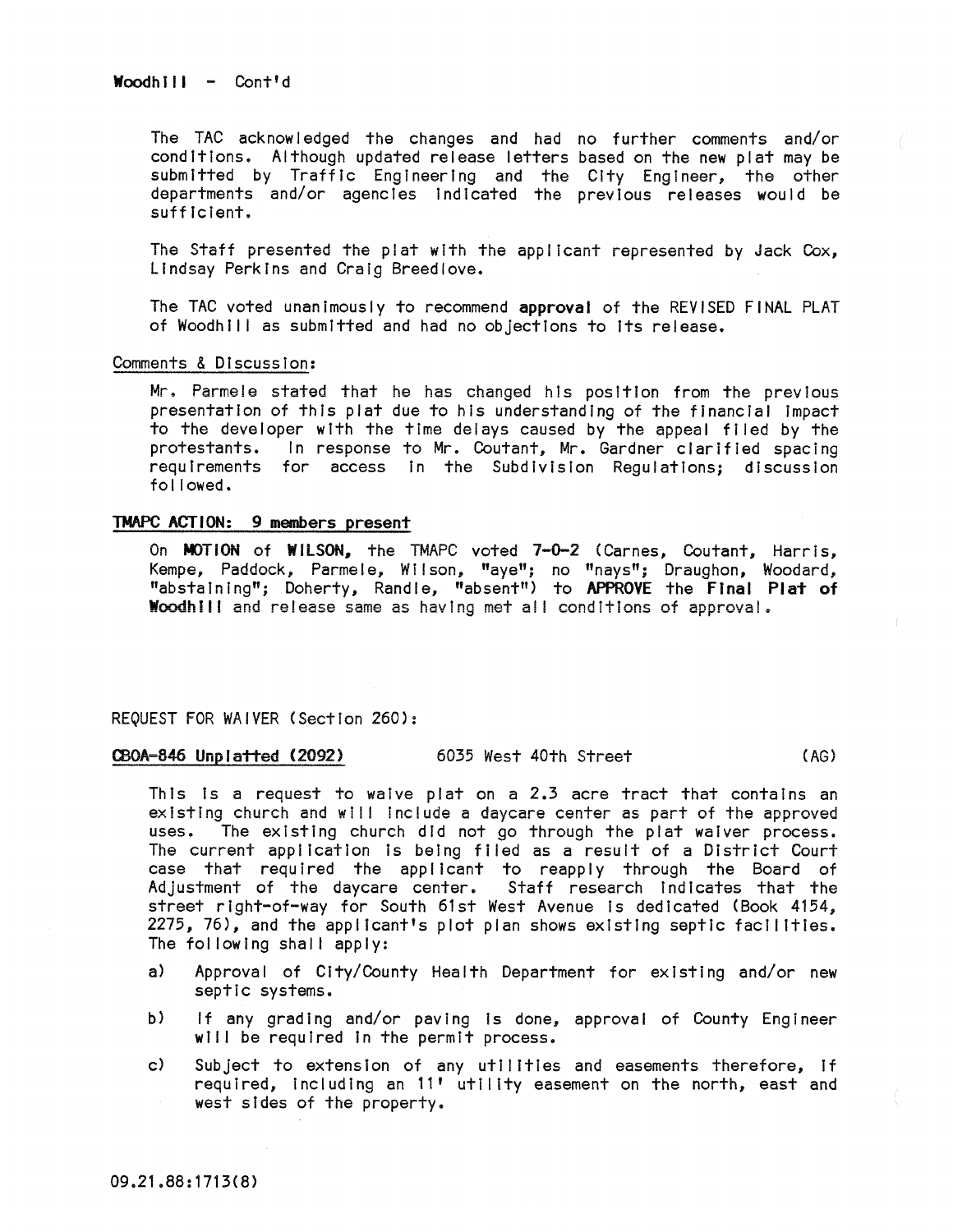**Woodhill - Cont'd**

The TAC acknowledged the changes and had no further comments and/or conditions. Although updated release letters based on the new plat may be submitted by Traffic Engineering and the City Engineer, the other departments and/or agencies indicated the previous releases would be sufficient.

The Staff presented the plat with the applicant represented by Jack Cox, Lindsay Perkins and Craig Breedlove.

The TAC voted unanimously to recommend **approval** of the REVISED FINAL PLAT of Woodhill as submitted and had no objections to its release.

Comments & Discussion:

Mr. Parmele stated that he has changed his position from the previous presentation of this plat due to his understanding of the financial impact to the developer with the time delays caused by the appeal filed by the protestants. In response to Mr. Coutant, Mr. Gardner clarified spacing requirements for access in the Subdivision Regulations; discussion followed.

**TMAPC ACTION: 9 members present**

On **MOTION** of **WILSON,** the TMAPC voted **7-0-2** (Carnes, Coutant, Harris, Kempe, Paddock, Parmele, Wilson, "aye"; no "nays"; Draughon, Woodard, "abstaining"; Doherty, Randle, "absent") to **APPROVE** the **Final Plat of Woodhill** and release same as having met all conditions of approval.

REQUEST FOR WAIVER (Section 260):

**CBOA-846 Unplatted (2092)** 6035 West 40th Street (AG)

This is a request to waive plat on a 2.3 acre tract that contains an existing church and will include a daycare center as part of the approved uses. The existing church did not go through the plat waiver process. The current application is being filed as a result of a District Court case that required the applicant to reapply through the Board of Adjustment of the daycare center. Staff research indicates that the street right-of-way for South 61st West Avenue is dedicated (Book 4154, 2275, 76), and the applicant's plot plan shows existing septic facilities. The following shall apply:

a) Approval of City/County Health Department for existing and/or new septic systems.

b) If any grading and/or paving is done, approval of County Engineer will be required in the permit process.

c) Subject to extension of any utilities and easements therefore, if required, including an 11' utility easement on the north, east and west sides of the property.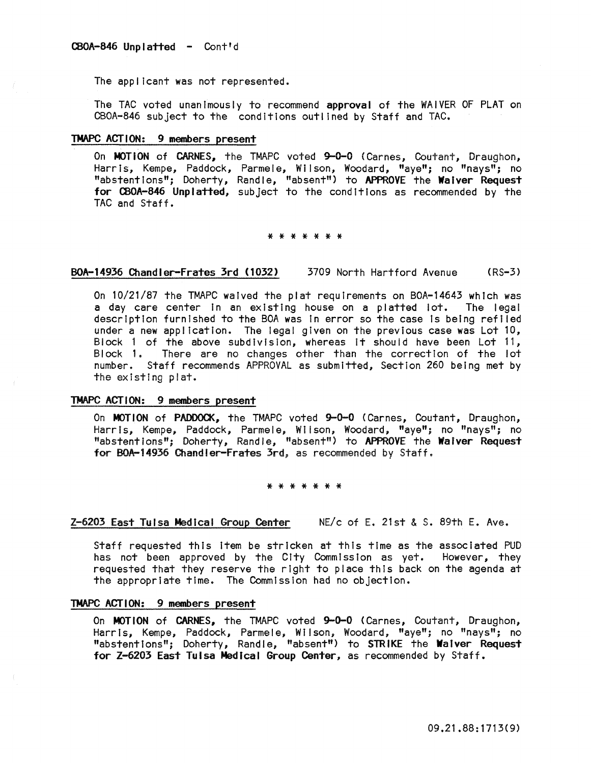**CBOA-846 Unplatted - Cont'd**

The applicant was not represented.

The TAC voted unanimously to recommend **approval** of the WAIVER OF PLAT on CBOA-846 subject to the conditions outlined by Staff and TAC.

**TMAPC ACTION: 9 members present**

On **MOTION** of **CARNES**, the TMAPC voted **9-0-0** (Carnes, Coutant, Draughon, Harris, Kempe, Paddock, Parmele, Wilson, Woodard, "aye"; no "nays"; no "abstentions"; Doherty, Randle, "absent") to **APPROVE** the **Waiver Request for CBOA-846 Unplatted**, subject to the conditions as recommended by the TAC and Staff.

\* \* \* \* \* \* \*

**BOA-14936 Chandler-Frates 3rd (1032)** 3709 North Hartford Avenue (RS-3)

On 10/21/87 the TMAPC waived the plat requirements on BOA-14643 which was a day care center in an existing house on a platted lot. The legal description furnished to the BOA was in error so the case is being refiled under a new application. The legal given on the previous case was Lot 10, Block 1 of the above subdivision, whereas it should have been Lot 11, Block 1. There are no changes other than the correction of the lot number. Staff recommends APPROVAL as submitted, Section 260 being met by the existing plat.

**TMAPC ACTION: 9 members present**

On **MOTION** of **PADDOCK**, the TMAPC voted **9-0-0** (Carnes, Coutant, Draughon, Harris, Kempe, Paddock, Parmele, Wilson, Woodard, "aye"; no "nays"; no "abstentions"; Doherty, Randle, "absent") to **APPROVE** the **Waiver Request for BOA-14936 Chandler-Frates 3rd**, as recommended by Staff.

\* \* \* \* \* \* \*

**Z-6203 East Tulsa Medical Group Center** NE/c of E. 21st & S. 89th E. Ave.

Staff requested this item be stricken at this time as the associated PUD has not been approved by the City Commission as yet. However, they requested that they reserve the right to place this back on the agenda at the appropriate time. The Commission had no objection.

**TMAPC ACTION: 9 members present**

On **MOTION** of **CARNES**, the TMAPC voted **9-0-0** (Carnes, Coutant, Draughon, Harris, Kempe, Paddock, Parmele, Wilson, Woodard, "aye"; no "nays"; no "abstentions"; Doherty, Randle, "absent") to **STRIKE** the **Waiver Request for Z-6203 East Tulsa Medical Group Center**, as recommended by Staff.

09.21.88:1713(9)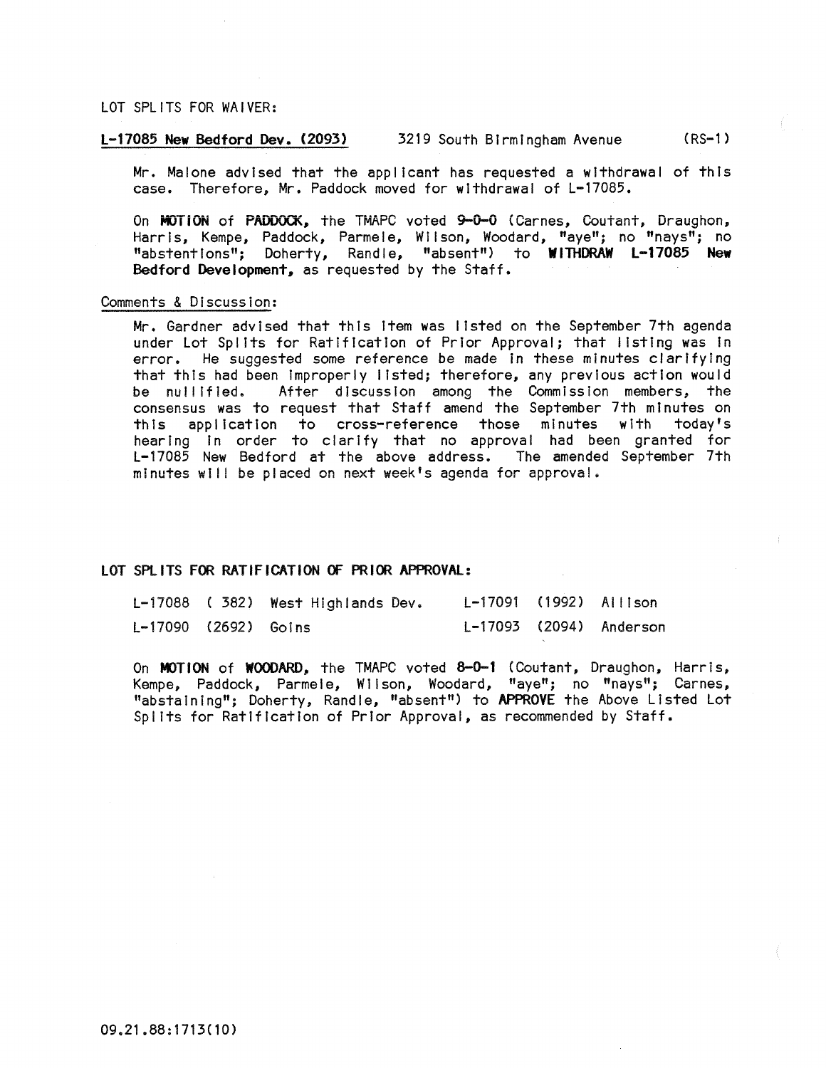LOT SPLITS FOR WAIVER:

**L-17085 New Bedford Dev. (2093)** 3219 South Birmingham Avenue (RS-1)

Mr. Malone advised that the applicant has requested a withdrawal of this case. Therefore, Mr. Paddock moved for withdrawal of L-17085.

On **MOTION** of **PADDOCK**, the TMAPC voted **9-0-0** (Carnes, Coutant, Draughon, Harris, Kempe, Paddock, Parmele, Wilson, Woodard, "aye"; no "nays"; no "abstentions"; Doherty, Randle, "absent") to **WITHDRAW L-17085 New Bedford Development**, as requested by the Staff.

Comments & Discussion:

Mr. Gardner advised that this item was listed on the September 7th agenda under Lot Splits for Ratification of Prior Approval; that listing was in error. He suggested some reference be made in these minutes clarifying that this had been improperly listed; therefore, any previous action would be nullified. After discussion among the Commission members, the consensus was to request that Staff amend the September 7th minutes on this application to cross-reference those minutes with today's hearing in order to clarify that no approval had been granted for L-17085 New Bedford at the above address. The amended September 7th minutes will be placed on next week's agenda for approval.

**LOT SPLITS FOR RATIFICATION OF PRIOR APPROVAL:**

| | | | | | |
|---|---|---|---|---|---|
| L-17088 | ( 382) | West Highlands Dev. | L-17091 | (1992) | Allison |
| L-17090 | (2692) | Goins | L-17093 | (2094) | Anderson |

On **MOTION** of **WOODARD**, the TMAPC voted **8-0-1** (Coutant, Draughon, Harris, Kempe, Paddock, Parmele, Wilson, Woodard, "aye"; no "nays"; Carnes, "abstaining"; Doherty, Randle, "absent") to **APPROVE** the Above Listed Lot Splits for Ratification of Prior Approval, as recommended by Staff.

09.21.88:1713(10)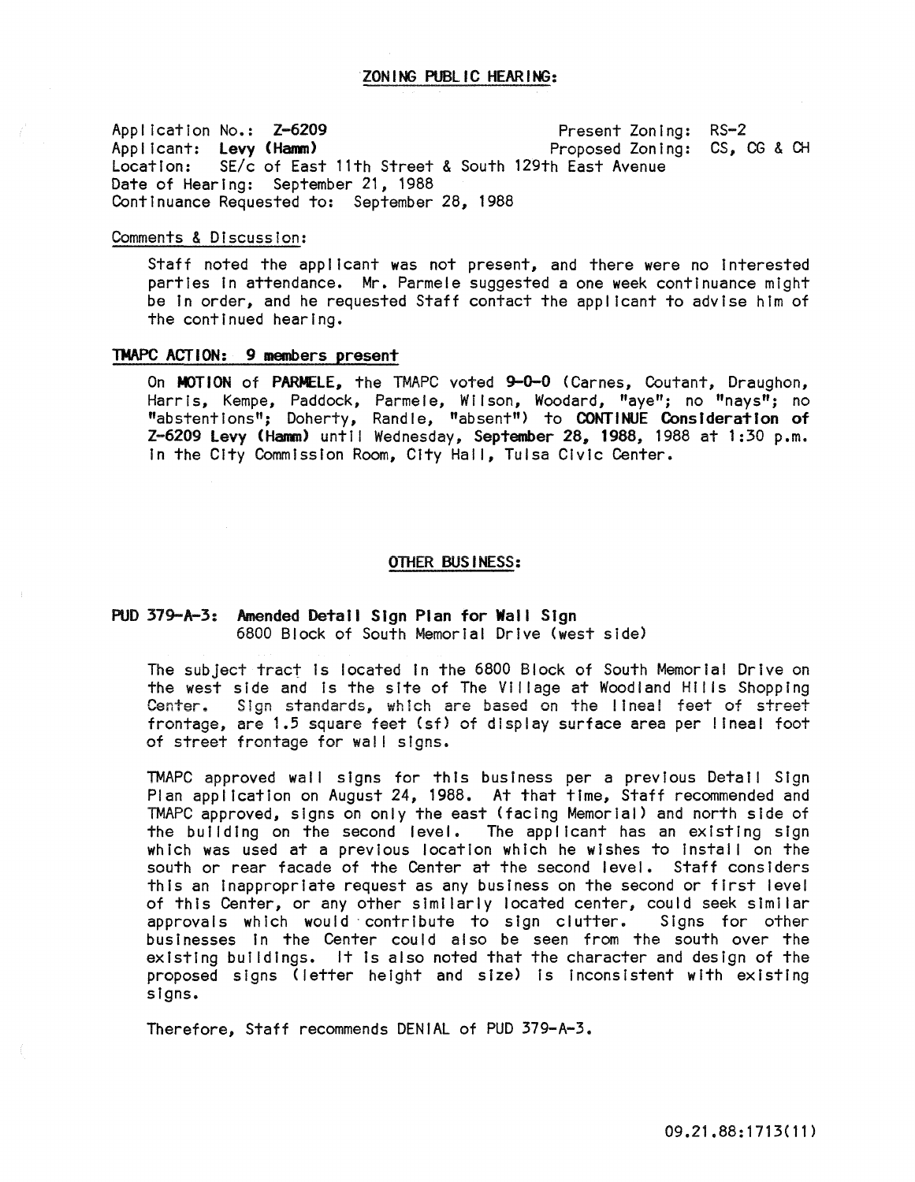## ZONING PUBLIC HEARING:

Application No.: **Z-6209** Present Zoning: RS-2
Applicant: **Levy (Hamm)** Proposed Zoning: CS, CG & CH
Location: SE/c of East 11th Street & South 129th East Avenue
Date of Hearing: September 21, 1988
Continuance Requested to: September 28, 1988

Comments & Discussion:

Staff noted the applicant was not present, and there were no interested parties in attendance. Mr. Parmele suggested a one week continuance might be in order, and he requested Staff contact the applicant to advise him of the continued hearing.

**TMAPC ACTION: 9 members present**

On **MOTION** of **PARMELE**, the TMAPC voted **9-0-0** (Carnes, Coutant, Draughon, Harris, Kempe, Paddock, Parmele, Wilson, Woodard, "aye"; no "nays"; no "abstentions"; Doherty, Randle, "absent") to **CONTINUE Consideration of Z-6209 Levy (Hamm)** until Wednesday, **September 28, 1988**, 1988 at 1:30 p.m. in the City Commission Room, City Hall, Tulsa Civic Center.

## OTHER BUSINESS:

**PUD 379-A-3: Amended Detail Sign Plan for Wall Sign**
6800 Block of South Memorial Drive (west side)

The subject tract is located in the 6800 Block of South Memorial Drive on the west side and is the site of The Village at Woodland Hills Shopping Center. Sign standards, which are based on the lineal feet of street frontage, are 1.5 square feet (sf) of display surface area per lineal foot of street frontage for wall signs.

TMAPC approved wall signs for this business per a previous Detail Sign Plan application on August 24, 1988. At that time, Staff recommended and TMAPC approved, signs on only the east (facing Memorial) and north side of the building on the second level. The applicant has an existing sign which was used at a previous location which he wishes to install on the south or rear facade of the Center at the second level. Staff considers this an inappropriate request as any business on the second or first level of this Center, or any other similarly located center, could seek similar approvals which would contribute to sign clutter. Signs for other businesses in the Center could also be seen from the south over the existing buildings. It is also noted that the character and design of the proposed signs (letter height and size) is inconsistent with existing signs.

Therefore, Staff recommends DENIAL of PUD 379-A-3.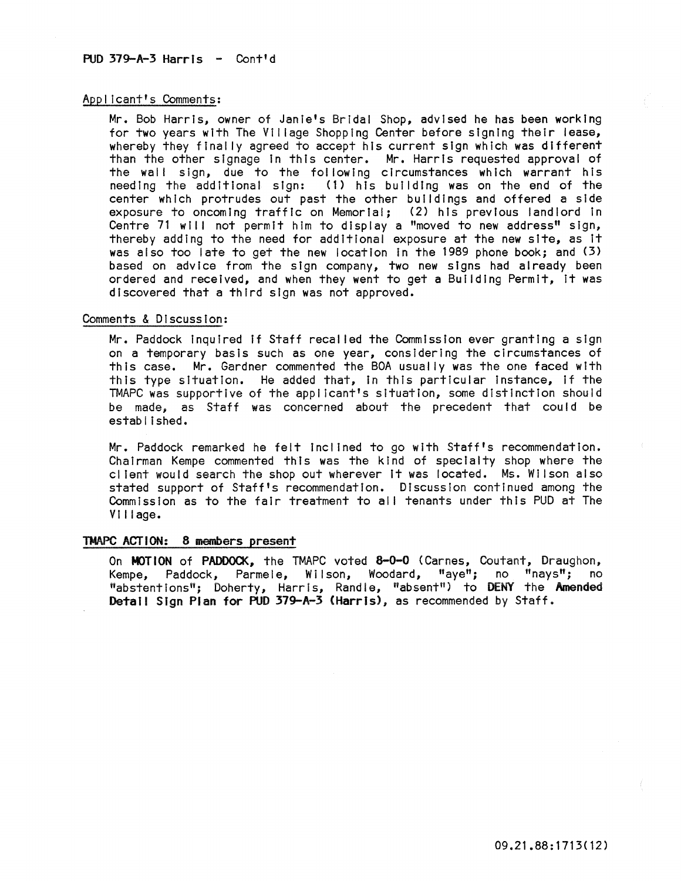PUD 379-A-3 Harris - Cont'd

Applicant's Comments:

Mr. Bob Harris, owner of Janie's Bridal Shop, advised he has been working for two years with The Village Shopping Center before signing their lease, whereby they finally agreed to accept his current sign which was different than the other signage in this center. Mr. Harris requested approval of the wall sign, due to the following circumstances which warrant his needing the additional sign: (1) his building was on the end of the center which protrudes out past the other buildings and offered a side exposure to oncoming traffic on Memorial; (2) his previous landlord in Centre 71 will not permit him to display a "moved to new address" sign, thereby adding to the need for additional exposure at the new site, as it was also too late to get the new location in the 1989 phone book; and (3) based on advice from the sign company, two new signs had already been ordered and received, and when they went to get a Building Permit, it was discovered that a third sign was not approved.

Comments & Discussion:

Mr. Paddock inquired if Staff recalled the Commission ever granting a sign on a temporary basis such as one year, considering the circumstances of this case. Mr. Gardner commented the BOA usually was the one faced with this type situation. He added that, in this particular instance, if the TMAPC was supportive of the applicant's situation, some distinction should be made, as Staff was concerned about the precedent that could be established.

Mr. Paddock remarked he felt inclined to go with Staff's recommendation. Chairman Kempe commented this was the kind of specialty shop where the client would search the shop out wherever it was located. Ms. Wilson also stated support of Staff's recommendation. Discussion continued among the Commission as to the fair treatment to all tenants under this PUD at The Village.

**TMAPC ACTION: 8 members present**

On **MOTION** of **PADDOCK**, the TMAPC voted **8-0-0** (Carnes, Coutant, Draughon, Kempe, Paddock, Parmele, Wilson, Woodard, "aye"; no "nays"; no "abstentions"; Doherty, Harris, Randle, "absent") to **DENY** the **Amended Detail Sign Plan for PUD 379-A-3 (Harris)**, as recommended by Staff.

09.21.88:1713(12)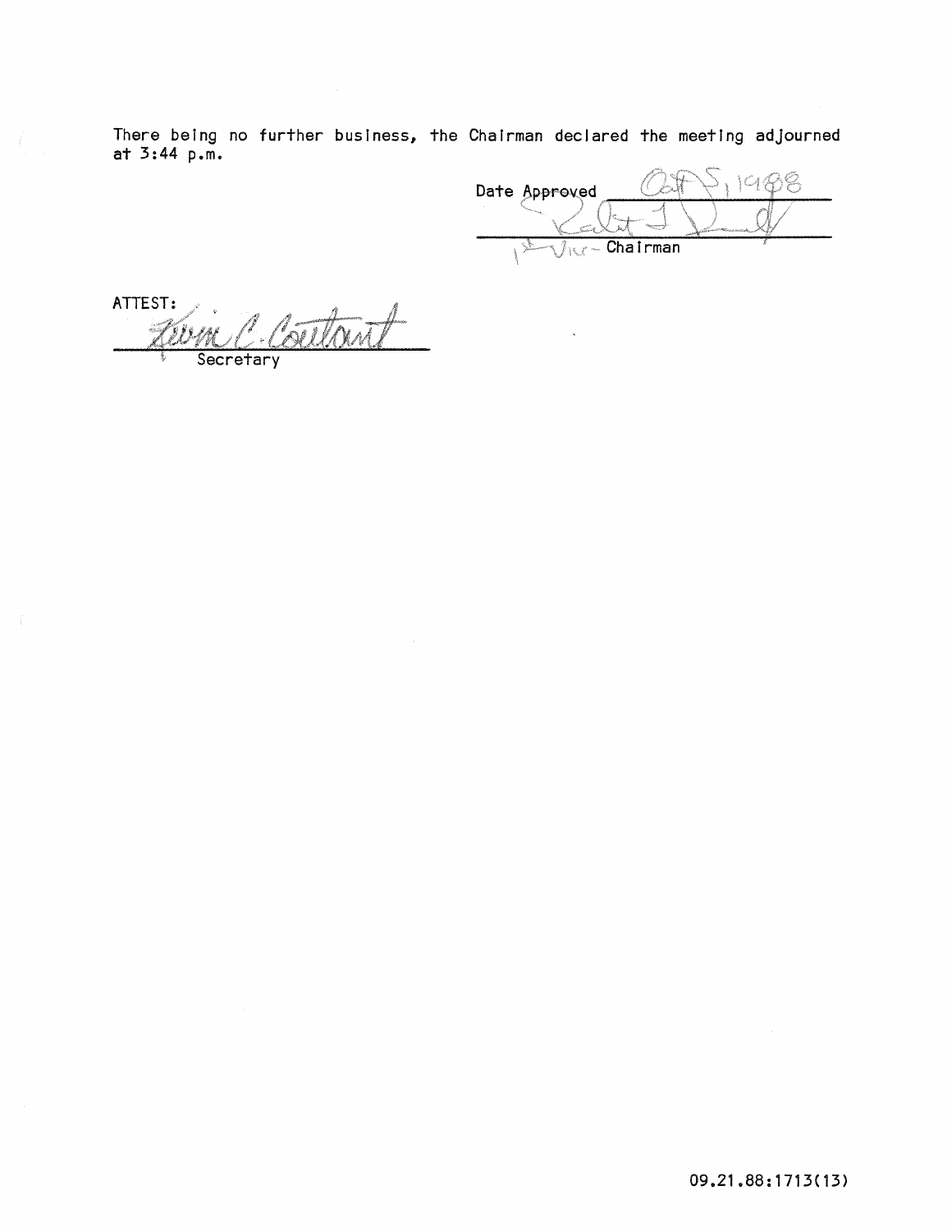There being no further business, the Chairman declared the meeting adjourned at 3:44 p.m.

Date Approved Oct 5, 1988

1st Vice-Chairman

ATTEST:

Secretary

09.21.88:1713(13)